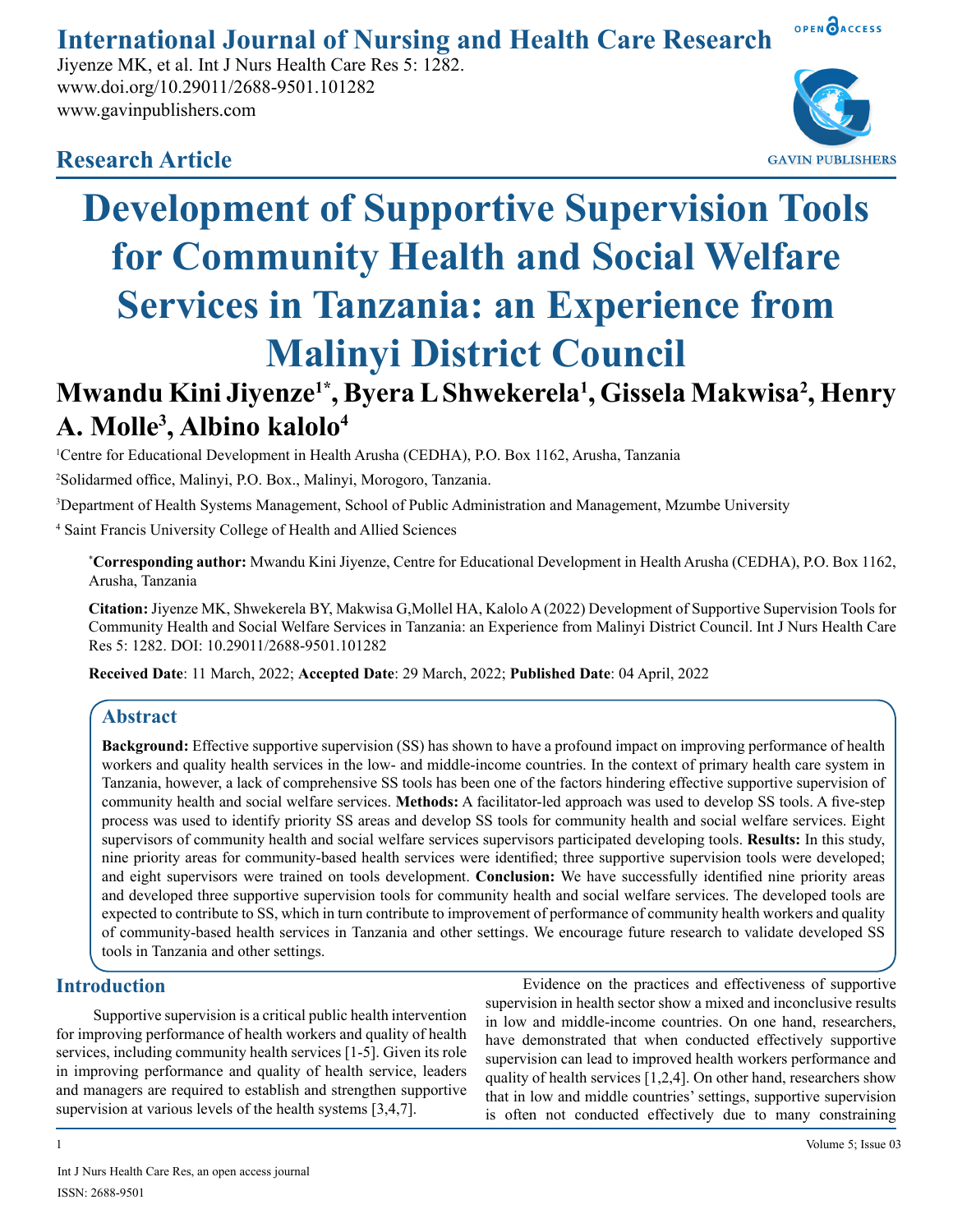# International Journal of Nursing and Health Care Research

Jiyenze MK, et al. Int J Nurs Health Care Res 5: 1282.
www.doi.org/10.29011/2688-9501.101282
www.gavinpublishers.com

## Research Article

# Development of Supportive Supervision Tools for Community Health and Social Welfare Services in Tanzania: an Experience from Malinyi District Council

**Mwandu Kini Jiyenze[1*], Byera L Shwekerela[1], Gissela Makwisa[2], Henry A. Molle[3], Albino kalolo[4]**

[1]Centre for Educational Development in Health Arusha (CEDHA), P.O. Box 1162, Arusha, Tanzania

[2]Solidarmed office, Malinyi, P.O. Box., Malinyi, Morogoro, Tanzania.

[3]Department of Health Systems Management, School of Public Administration and Management, Mzumbe University

[4] Saint Francis University College of Health and Allied Sciences

[*]**Corresponding author:** Mwandu Kini Jiyenze, Centre for Educational Development in Health Arusha (CEDHA), P.O. Box 1162, Arusha, Tanzania

**Citation:** Jiyenze MK, Shwekerela BY, Makwisa G,Mollel HA, Kalolo A (2022) Development of Supportive Supervision Tools for Community Health and Social Welfare Services in Tanzania: an Experience from Malinyi District Council. Int J Nurs Health Care Res 5: 1282. DOI: 10.29011/2688-9501.101282

**Received Date**: 11 March, 2022; **Accepted Date**: 29 March, 2022; **Published Date**: 04 April, 2022

## Abstract

**Background:** Effective supportive supervision (SS) has shown to have a profound impact on improving performance of health workers and quality health services in the low- and middle-income countries. In the context of primary health care system in Tanzania, however, a lack of comprehensive SS tools has been one of the factors hindering effective supportive supervision of community health and social welfare services. **Methods:** A facilitator-led approach was used to develop SS tools. A five-step process was used to identify priority SS areas and develop SS tools for community health and social welfare services. Eight supervisors of community health and social welfare services supervisors participated developing tools. **Results:** In this study, nine priority areas for community-based health services were identified; three supportive supervision tools were developed; and eight supervisors were trained on tools development. **Conclusion:** We have successfully identified nine priority areas and developed three supportive supervision tools for community health and social welfare services. The developed tools are expected to contribute to SS, which in turn contribute to improvement of performance of community health workers and quality of community-based health services in Tanzania and other settings. We encourage future research to validate developed SS tools in Tanzania and other settings.

## Introduction

Supportive supervision is a critical public health intervention for improving performance of health workers and quality of health services, including community health services [1-5]. Given its role in improving performance and quality of health service, leaders and managers are required to establish and strengthen supportive supervision at various levels of the health systems [3,4,7].

Evidence on the practices and effectiveness of supportive supervision in health sector show a mixed and inconclusive results in low and middle-income countries. On one hand, researchers, have demonstrated that when conducted effectively supportive supervision can lead to improved health workers performance and quality of health services [1,2,4]. On other hand, researchers show that in low and middle countries' settings, supportive supervision is often not conducted effectively due to many constraining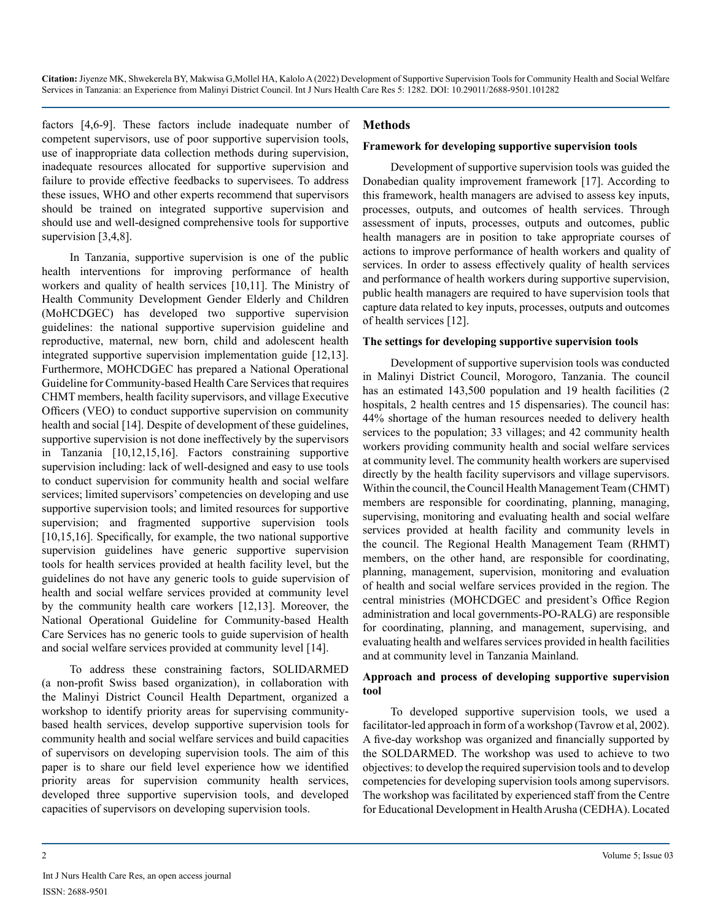factors [4,6-9]. These factors include inadequate number of competent supervisors, use of poor supportive supervision tools, use of inappropriate data collection methods during supervision, inadequate resources allocated for supportive supervision and failure to provide effective feedbacks to supervisees. To address these issues, WHO and other experts recommend that supervisors should be trained on integrated supportive supervision and should use and well-designed comprehensive tools for supportive supervision [3,4,8].

In Tanzania, supportive supervision is one of the public health interventions for improving performance of health workers and quality of health services [10,11]. The Ministry of Health Community Development Gender Elderly and Children (MoHCDGEC) has developed two supportive supervision guidelines: the national supportive supervision guideline and reproductive, maternal, new born, child and adolescent health integrated supportive supervision implementation guide [12,13]. Furthermore, MOHCDGEC has prepared a National Operational Guideline for Community-based Health Care Services that requires CHMT members, health facility supervisors, and village Executive Officers (VEO) to conduct supportive supervision on community health and social [14]. Despite of development of these guidelines, supportive supervision is not done ineffectively by the supervisors in Tanzania [10,12,15,16]. Factors constraining supportive supervision including: lack of well-designed and easy to use tools to conduct supervision for community health and social welfare services; limited supervisors' competencies on developing and use supportive supervision tools; and limited resources for supportive supervision; and fragmented supportive supervision tools [10,15,16]. Specifically, for example, the two national supportive supervision guidelines have generic supportive supervision tools for health services provided at health facility level, but the guidelines do not have any generic tools to guide supervision of health and social welfare services provided at community level by the community health care workers [12,13]. Moreover, the National Operational Guideline for Community-based Health Care Services has no generic tools to guide supervision of health and social welfare services provided at community level [14].

To address these constraining factors, SOLIDARMED (a non-profit Swiss based organization), in collaboration with the Malinyi District Council Health Department, organized a workshop to identify priority areas for supervising community-based health services, develop supportive supervision tools for community health and social welfare services and build capacities of supervisors on developing supervision tools. The aim of this paper is to share our field level experience how we identified priority areas for supervision community health services, developed three supportive supervision tools, and developed capacities of supervisors on developing supervision tools.

## Methods

### Framework for developing supportive supervision tools

Development of supportive supervision tools was guided the Donabedian quality improvement framework [17]. According to this framework, health managers are advised to assess key inputs, processes, outputs, and outcomes of health services. Through assessment of inputs, processes, outputs and outcomes, public health managers are in position to take appropriate courses of actions to improve performance of health workers and quality of services. In order to assess effectively quality of health services and performance of health workers during supportive supervision, public health managers are required to have supervision tools that capture data related to key inputs, processes, outputs and outcomes of health services [12].

### The settings for developing supportive supervision tools

Development of supportive supervision tools was conducted in Malinyi District Council, Morogoro, Tanzania. The council has an estimated 143,500 population and 19 health facilities (2 hospitals, 2 health centres and 15 dispensaries). The council has: 44% shortage of the human resources needed to delivery health services to the population; 33 villages; and 42 community health workers providing community health and social welfare services at community level. The community health workers are supervised directly by the health facility supervisors and village supervisors. Within the council, the Council Health Management Team (CHMT) members are responsible for coordinating, planning, managing, supervising, monitoring and evaluating health and social welfare services provided at health facility and community levels in the council. The Regional Health Management Team (RHMT) members, on the other hand, are responsible for coordinating, planning, management, supervision, monitoring and evaluation of health and social welfare services provided in the region. The central ministries (MOHCDGEC and president's Office Region administration and local governments-PO-RALG) are responsible for coordinating, planning, and management, supervising, and evaluating health and welfares services provided in health facilities and at community level in Tanzania Mainland.

### Approach and process of developing supportive supervision tool

To developed supportive supervision tools, we used a facilitator-led approach in form of a workshop (Tavrow et al, 2002). A five-day workshop was organized and financially supported by the SOLDARMED. The workshop was used to achieve to two objectives: to develop the required supervision tools and to develop competencies for developing supervision tools among supervisors. The workshop was facilitated by experienced staff from the Centre for Educational Development in Health Arusha (CEDHA). Located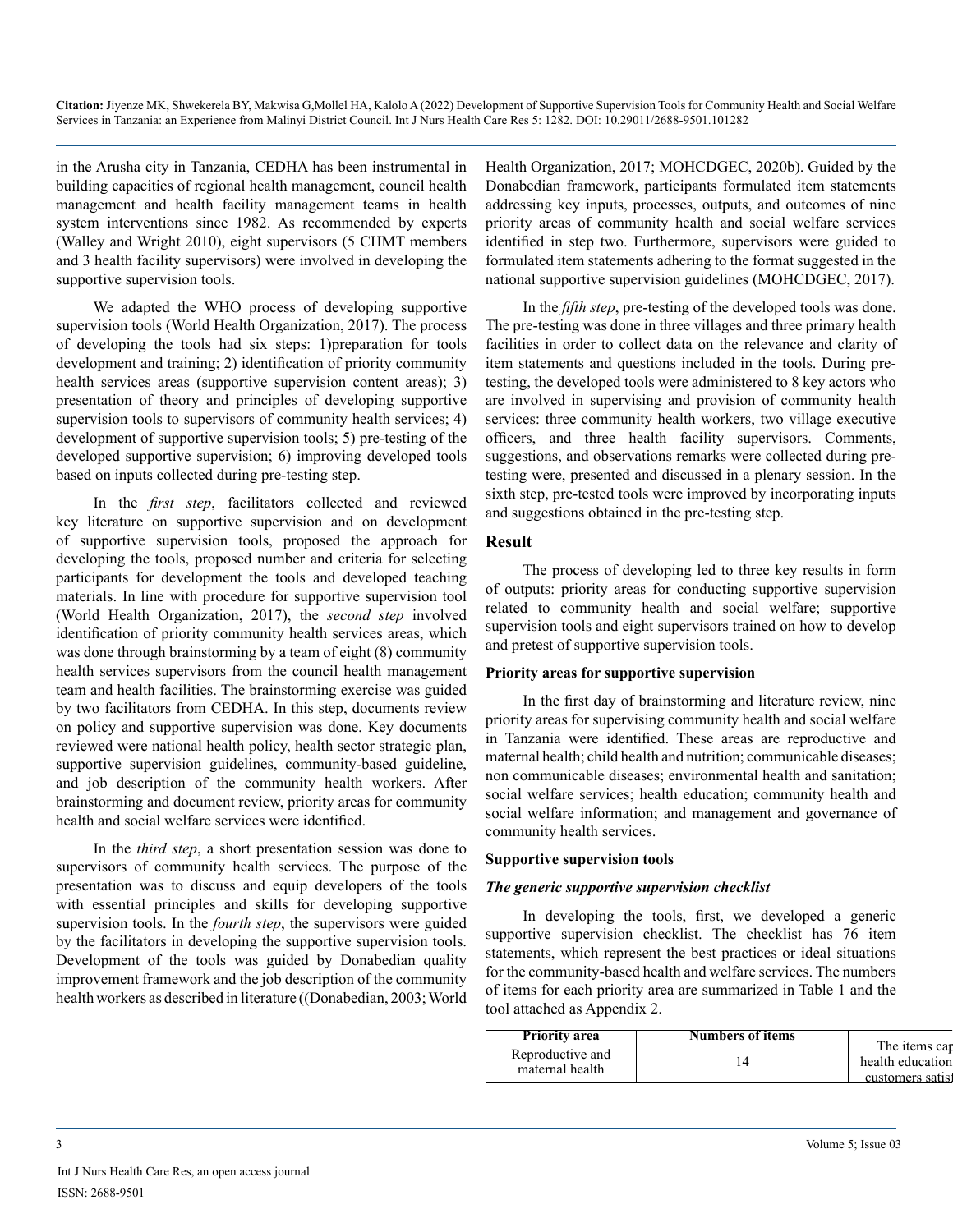in the Arusha city in Tanzania, CEDHA has been instrumental in building capacities of regional health management, council health management and health facility management teams in health system interventions since 1982. As recommended by experts (Walley and Wright 2010), eight supervisors (5 CHMT members and 3 health facility supervisors) were involved in developing the supportive supervision tools.

We adapted the WHO process of developing supportive supervision tools (World Health Organization, 2017). The process of developing the tools had six steps: 1)preparation for tools development and training; 2) identification of priority community health services areas (supportive supervision content areas); 3) presentation of theory and principles of developing supportive supervision tools to supervisors of community health services; 4) development of supportive supervision tools; 5) pre-testing of the developed supportive supervision; 6) improving developed tools based on inputs collected during pre-testing step.

In the *first step*, facilitators collected and reviewed key literature on supportive supervision and on development of supportive supervision tools, proposed the approach for developing the tools, proposed number and criteria for selecting participants for development the tools and developed teaching materials. In line with procedure for supportive supervision tool (World Health Organization, 2017), the *second step* involved identification of priority community health services areas, which was done through brainstorming by a team of eight (8) community health services supervisors from the council health management team and health facilities. The brainstorming exercise was guided by two facilitators from CEDHA. In this step, documents review on policy and supportive supervision was done. Key documents reviewed were national health policy, health sector strategic plan, supportive supervision guidelines, community-based guideline, and job description of the community health workers. After brainstorming and document review, priority areas for community health and social welfare services were identified.

In the *third step*, a short presentation session was done to supervisors of community health services. The purpose of the presentation was to discuss and equip developers of the tools with essential principles and skills for developing supportive supervision tools. In the *fourth step*, the supervisors were guided by the facilitators in developing the supportive supervision tools. Development of the tools was guided by Donabedian quality improvement framework and the job description of the community health workers as described in literature ((Donabedian, 2003; World Health Organization, 2017; MOHCDGEC, 2020b). Guided by the Donabedian framework, participants formulated item statements addressing key inputs, processes, outputs, and outcomes of nine priority areas of community health and social welfare services identified in step two. Furthermore, supervisors were guided to formulated item statements adhering to the format suggested in the national supportive supervision guidelines (MOHCDGEC, 2017).

In the *fifth step*, pre-testing of the developed tools was done. The pre-testing was done in three villages and three primary health facilities in order to collect data on the relevance and clarity of item statements and questions included in the tools. During pre-testing, the developed tools were administered to 8 key actors who are involved in supervising and provision of community health services: three community health workers, two village executive officers, and three health facility supervisors. Comments, suggestions, and observations remarks were collected during pre-testing were, presented and discussed in a plenary session. In the sixth step, pre-tested tools were improved by incorporating inputs and suggestions obtained in the pre-testing step.

## Result

The process of developing led to three key results in form of outputs: priority areas for conducting supportive supervision related to community health and social welfare; supportive supervision tools and eight supervisors trained on how to develop and pretest of supportive supervision tools.

### Priority areas for supportive supervision

In the first day of brainstorming and literature review, nine priority areas for supervising community health and social welfare in Tanzania were identified. These areas are reproductive and maternal health; child health and nutrition; communicable diseases; non communicable diseases; environmental health and sanitation; social welfare services; health education; community health and social welfare information; and management and governance of community health services.

### Supportive supervision tools

***The generic supportive supervision checklist***

In developing the tools, first, we developed a generic supportive supervision checklist. The checklist has 76 item statements, which represent the best practices or ideal situations for the community-based health and welfare services. The numbers of items for each priority area are summarized in Table 1 and the tool attached as Appendix 2.

| Priority area | Numbers of items | |
|---|---|---|
| Reproductive and maternal health | 14 | The items cap health education customers satisf |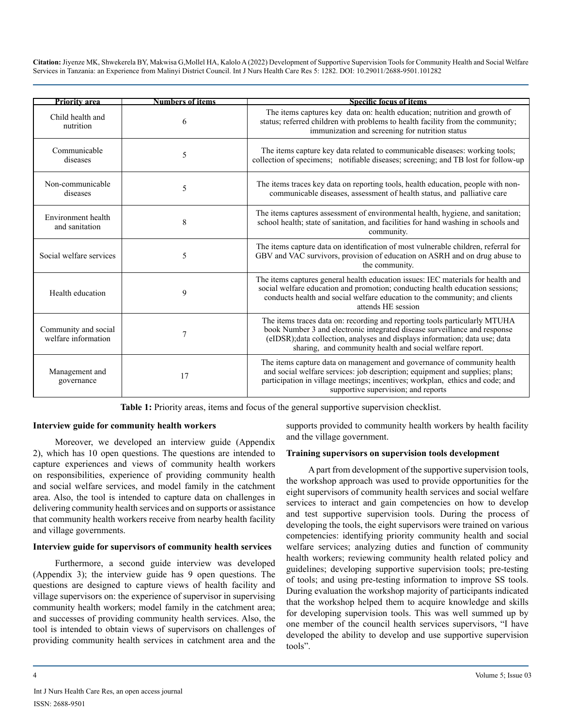| Priority area | Numbers of items | Specific focus of items |
|---|---|---|
| Child health and nutrition | 6 | The items captures key data on: health education; nutrition and growth of status; referred children with problems to health facility from the community; immunization and screening for nutrition status |
| Communicable diseases | 5 | The items capture key data related to communicable diseases: working tools; collection of specimens; notifiable diseases; screening; and TB lost for follow-up |
| Non-communicable diseases | 5 | The items traces key data on reporting tools, health education, people with non-communicable diseases, assessment of health status, and palliative care |
| Environment health and sanitation | 8 | The items captures assessment of environmental health, hygiene, and sanitation; school health; state of sanitation, and facilities for hand washing in schools and community. |
| Social welfare services | 5 | The items capture data on identification of most vulnerable children, referral for GBV and VAC survivors, provision of education on ASRH and on drug abuse to the community. |
| Health education | 9 | The items captures general health education issues: IEC materials for health and social welfare education and promotion; conducting health education sessions; conducts health and social welfare education to the community; and clients attends HE session |
| Community and social welfare information | 7 | The items traces data on: recording and reporting tools particularly MTUHA book Number 3 and electronic integrated disease surveillance and response (eIDSR);data collection, analyses and displays information; data use; data sharing, and community health and social welfare report. |
| Management and governance | 17 | The items capture data on management and governance of community health and social welfare services: job description; equipment and supplies; plans; participation in village meetings; incentives; workplan, ethics and code; and supportive supervision; and reports |

**Table 1:** Priority areas, items and focus of the general supportive supervision checklist.

### Interview guide for community health workers

Moreover, we developed an interview guide (Appendix 2), which has 10 open questions. The questions are intended to capture experiences and views of community health workers on responsibilities, experience of providing community health and social welfare services, and model family in the catchment area. Also, the tool is intended to capture data on challenges in delivering community health services and on supports or assistance that community health workers receive from nearby health facility and village governments.

### Interview guide for supervisors of community health services

Furthermore, a second guide interview was developed (Appendix 3); the interview guide has 9 open questions. The questions are designed to capture views of health facility and village supervisors on: the experience of supervisor in supervising community health workers; model family in the catchment area; and successes of providing community health services. Also, the tool is intended to obtain views of supervisors on challenges of providing community health services in catchment area and the supports provided to community health workers by health facility and the village government.

### Training supervisors on supervision tools development

A part from development of the supportive supervision tools, the workshop approach was used to provide opportunities for the eight supervisors of community health services and social welfare services to interact and gain competencies on how to develop and test supportive supervision tools. During the process of developing the tools, the eight supervisors were trained on various competencies: identifying priority community health and social welfare services; analyzing duties and function of community health workers; reviewing community health related policy and guidelines; developing supportive supervision tools; pre-testing of tools; and using pre-testing information to improve SS tools. During evaluation the workshop majority of participants indicated that the workshop helped them to acquire knowledge and skills for developing supervision tools. This was well summed up by one member of the council health services supervisors, "I have developed the ability to develop and use supportive supervision tools".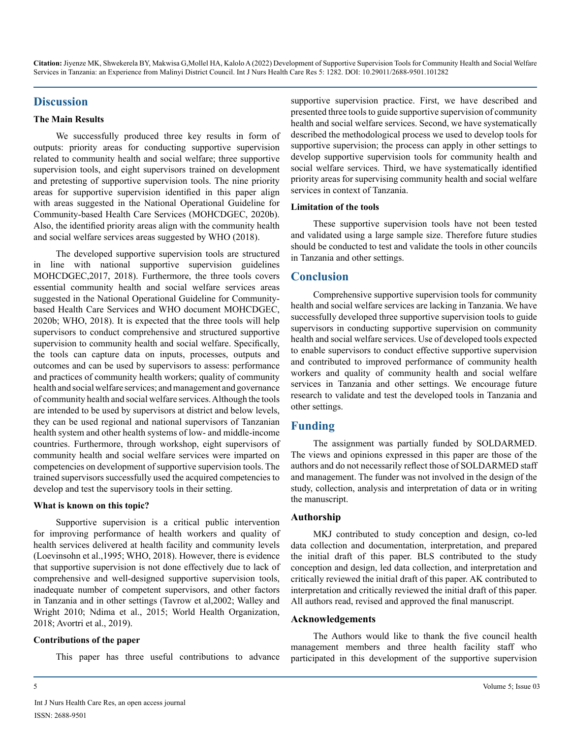## Discussion

### The Main Results

We successfully produced three key results in form of outputs: priority areas for conducting supportive supervision related to community health and social welfare; three supportive supervision tools, and eight supervisors trained on development and pretesting of supportive supervision tools. The nine priority areas for supportive supervision identified in this paper align with areas suggested in the National Operational Guideline for Community-based Health Care Services (MOHCDGEC, 2020b). Also, the identified priority areas align with the community health and social welfare services areas suggested by WHO (2018).

The developed supportive supervision tools are structured in line with national supportive supervision guidelines MOHCDGEC,2017, 2018). Furthermore, the three tools covers essential community health and social welfare services areas suggested in the National Operational Guideline for Community-based Health Care Services and WHO document MOHCDGEC, 2020b; WHO, 2018). It is expected that the three tools will help supervisors to conduct comprehensive and structured supportive supervision to community health and social welfare. Specifically, the tools can capture data on inputs, processes, outputs and outcomes and can be used by supervisors to assess: performance and practices of community health workers; quality of community health and social welfare services; and management and governance of community health and social welfare services. Although the tools are intended to be used by supervisors at district and below levels, they can be used regional and national supervisors of Tanzanian health system and other health systems of low- and middle-income countries. Furthermore, through workshop, eight supervisors of community health and social welfare services were imparted on competencies on development of supportive supervision tools. The trained supervisors successfully used the acquired competencies to develop and test the supervisory tools in their setting.

### What is known on this topic?

Supportive supervision is a critical public intervention for improving performance of health workers and quality of health services delivered at health facility and community levels (Loevinsohn et al.,1995; WHO, 2018). However, there is evidence that supportive supervision is not done effectively due to lack of comprehensive and well-designed supportive supervision tools, inadequate number of competent supervisors, and other factors in Tanzania and in other settings (Tavrow et al,2002; Walley and Wright 2010; Ndima et al., 2015; World Health Organization, 2018; Avortri et al., 2019).

### Contributions of the paper

This paper has three useful contributions to advance supportive supervision practice. First, we have described and presented three tools to guide supportive supervision of community health and social welfare services. Second, we have systematically described the methodological process we used to develop tools for supportive supervision; the process can apply in other settings to develop supportive supervision tools for community health and social welfare services. Third, we have systematically identified priority areas for supervising community health and social welfare services in context of Tanzania.

### Limitation of the tools

These supportive supervision tools have not been tested and validated using a large sample size. Therefore future studies should be conducted to test and validate the tools in other councils in Tanzania and other settings.

## Conclusion

Comprehensive supportive supervision tools for community health and social welfare services are lacking in Tanzania. We have successfully developed three supportive supervision tools to guide supervisors in conducting supportive supervision on community health and social welfare services. Use of developed tools expected to enable supervisors to conduct effective supportive supervision and contributed to improved performance of community health workers and quality of community health and social welfare services in Tanzania and other settings. We encourage future research to validate and test the developed tools in Tanzania and other settings.

## Funding

The assignment was partially funded by SOLDARMED. The views and opinions expressed in this paper are those of the authors and do not necessarily reflect those of SOLDARMED staff and management. The funder was not involved in the design of the study, collection, analysis and interpretation of data or in writing the manuscript.

### Authorship

MKJ contributed to study conception and design, co-led data collection and documentation, interpretation, and prepared the initial draft of this paper. BLS contributed to the study conception and design, led data collection, and interpretation and critically reviewed the initial draft of this paper. AK contributed to interpretation and critically reviewed the initial draft of this paper. All authors read, revised and approved the final manuscript.

### Acknowledgements

The Authors would like to thank the five council health management members and three health facility staff who participated in this development of the supportive supervision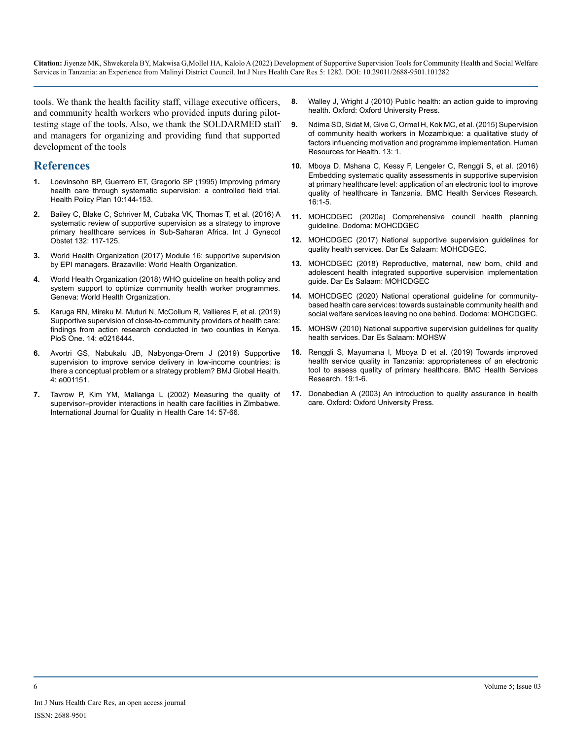tools. We thank the health facility staff, village executive officers, and community health workers who provided inputs during pilot-testing stage of the tools. Also, we thank the SOLDARMED staff and managers for organizing and providing fund that supported development of the tools

## References

1. Loevinsohn BP, Guerrero ET, Gregorio SP (1995) Improving primary health care through systematic supervision: a controlled field trial. Health Policy Plan 10:144-153.
2. Bailey C, Blake C, Schriver M, Cubaka VK, Thomas T, et al. (2016) A systematic review of supportive supervision as a strategy to improve primary healthcare services in Sub-Saharan Africa. Int J Gynecol Obstet 132: 117-125.
3. World Health Organization (2017) Module 16: supportive supervision by EPI managers. Brazzaville: World Health Organization.
4. World Health Organization (2018) WHO guideline on health policy and system support to optimize community health worker programmes. Geneva: World Health Organization.
5. Karuga RN, Mireku M, Muturi N, McCollum R, Vallieres F, et al. (2019) Supportive supervision of close-to-community providers of health care: findings from action research conducted in two counties in Kenya. PloS One. 14: e0216444.
6. Avortri GS, Nabukalu JB, Nabyonga-Orem J (2019) Supportive supervision to improve service delivery in low-income countries: is there a conceptual problem or a strategy problem? BMJ Global Health. 4: e001151.
7. Tavrow P, Kim YM, Malianga L (2002) Measuring the quality of supervisor–provider interactions in health care facilities in Zimbabwe. International Journal for Quality in Health Care 14: 57-66.
8. Walley J, Wright J (2010) Public health: an action guide to improving health. Oxford: Oxford University Press.
9. Ndima SD, Sidat M, Give C, Ormel H, Kok MC, et al. (2015) Supervision of community health workers in Mozambique: a qualitative study of factors influencing motivation and programme implementation. Human Resources for Health. 13: 1.
10. Mboya D, Mshana C, Kessy F, Lengeler C, Renggli S, et al. (2016) Embedding systematic quality assessments in supportive supervision at primary healthcare level: application of an electronic tool to improve quality of healthcare in Tanzania. BMC Health Services Research. 16:1-5.
11. MOHCDGEC (2020a) Comprehensive council health planning guideline. Dodoma: MOHCDGEC
12. MOHCDGEC (2017) National supportive supervision guidelines for quality health services. Dar Es Salaam: MOHCDGEC.
13. MOHCDGEC (2018) Reproductive, maternal, new born, child and adolescent health integrated supportive supervision implementation guide. Dar Es Salaam: MOHCDGEC
14. MOHCDGEC (2020) National operational guideline for community-based health care services: towards sustainable community health and social welfare services leaving no one behind. Dodoma: MOHCDGEC.
15. MOHSW (2010) National supportive supervision guidelines for quality health services. Dar Es Salaam: MOHSW
16. Renggli S, Mayumana I, Mboya D et al. (2019) Towards improved health service quality in Tanzania: appropriateness of an electronic tool to assess quality of primary healthcare. BMC Health Services Research. 19:1-6.
17. Donabedian A (2003) An introduction to quality assurance in health care. Oxford: Oxford University Press.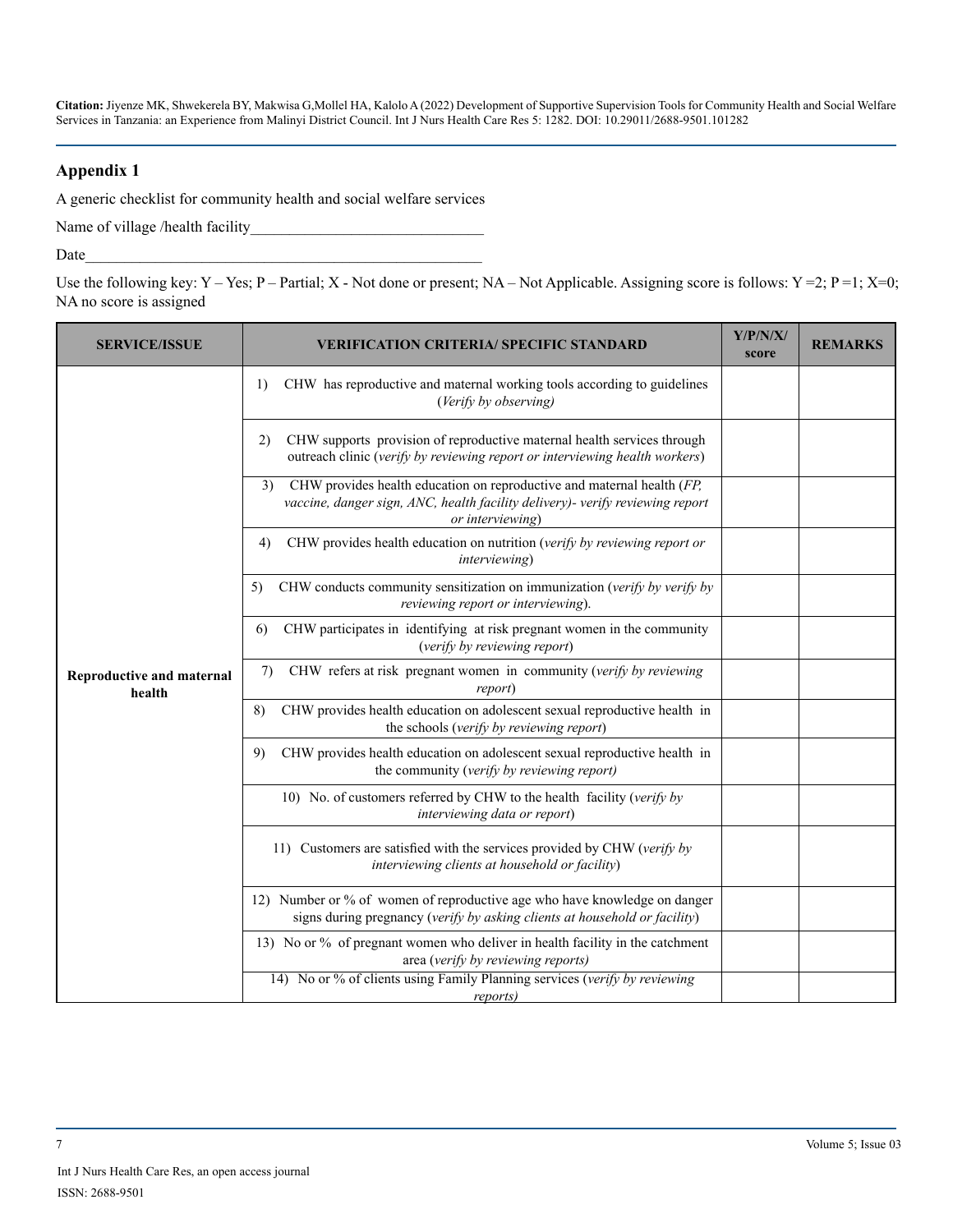## Appendix 1

A generic checklist for community health and social welfare services

Name of village /health facility______________________________

Date__________________________________________________

Use the following key: Y – Yes; P – Partial; X - Not done or present; NA – Not Applicable. Assigning score is follows: Y =2; P =1; X=0; NA no score is assigned

| SERVICE/ISSUE | VERIFICATION CRITERIA/ SPECIFIC STANDARD | Y/P/N/X/ score | REMARKS |
|---|---|---|---|
| Reproductive and maternal health | 1) CHW has reproductive and maternal working tools according to guidelines (*Verify by observing)* | | |
| | 2) CHW supports provision of reproductive maternal health services through outreach clinic (*verify by reviewing report or interviewing health workers*) | | |
| | 3) CHW provides health education on reproductive and maternal health (*FP, vaccine, danger sign, ANC, health facility delivery)- verify reviewing report or interviewing*) | | |
| | 4) CHW provides health education on nutrition (*verify by reviewing report or interviewing*) | | |
| | 5) CHW conducts community sensitization on immunization (*verify by verify by reviewing report or interviewing*). | | |
| | 6) CHW participates in identifying at risk pregnant women in the community (*verify by reviewing report*) | | |
| | 7) CHW refers at risk pregnant women in community (*verify by reviewing report*) | | |
| | 8) CHW provides health education on adolescent sexual reproductive health in the schools (*verify by reviewing report*) | | |
| | 9) CHW provides health education on adolescent sexual reproductive health in the community (*verify by reviewing report)* | | |
| | 10) No. of customers referred by CHW to the health facility (*verify by interviewing data or report*) | | |
| | 11) Customers are satisfied with the services provided by CHW (*verify by interviewing clients at household or facility*) | | |
| | 12) Number or % of women of reproductive age who have knowledge on danger signs during pregnancy (*verify by asking clients at household or facility*) | | |
| | 13) No or % of pregnant women who deliver in health facility in the catchment area (*verify by reviewing reports)* | | |
| | 14) No or % of clients using Family Planning services (*verify by reviewing reports)* | | |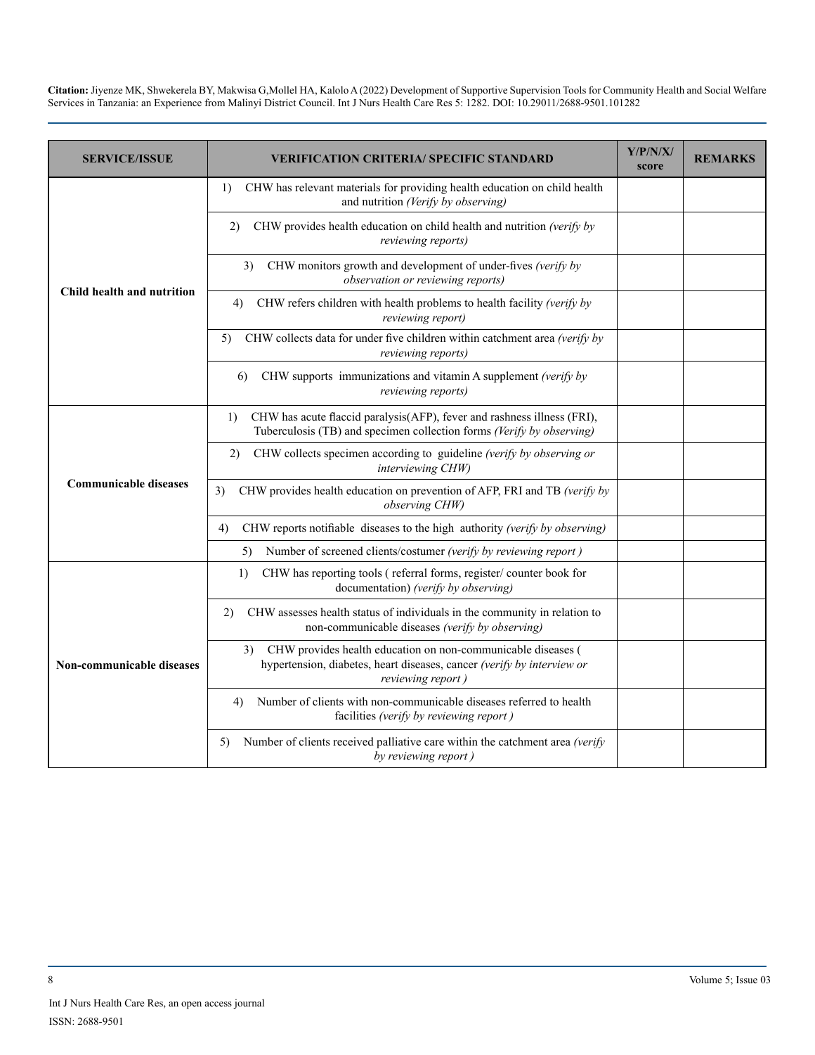| SERVICE/ISSUE | VERIFICATION CRITERIA/ SPECIFIC STANDARD | Y/P/N/X/ score | REMARKS |
|---|---|---|---|
| Child health and nutrition | 1) CHW has relevant materials for providing health education on child health and nutrition *(Verify by observing)* | | |
| | 2) CHW provides health education on child health and nutrition *(verify by reviewing reports)* | | |
| | 3) CHW monitors growth and development of under-fives *(verify by observation or reviewing reports)* | | |
| | 4) CHW refers children with health problems to health facility *(verify by reviewing report)* | | |
| | 5) CHW collects data for under five children within catchment area *(verify by reviewing reports)* | | |
| | 6) CHW supports immunizations and vitamin A supplement *(verify by reviewing reports)* | | |
| Communicable diseases | 1) CHW has acute flaccid paralysis(AFP), fever and rashness illness (FRI), Tuberculosis (TB) and specimen collection forms *(Verify by observing)* | | |
| | 2) CHW collects specimen according to guideline *(verify by observing or interviewing CHW)* | | |
| | 3) CHW provides health education on prevention of AFP, FRI and TB *(verify by observing CHW)* | | |
| | 4) CHW reports notifiable diseases to the high authority *(verify by observing)* | | |
| | 5) Number of screened clients/costumer *(verify by reviewing report )* | | |
| Non-communicable diseases | 1) CHW has reporting tools ( referral forms, register/ counter book for documentation) *(verify by observing)* | | |
| | 2) CHW assesses health status of individuals in the community in relation to non-communicable diseases *(verify by observing)* | | |
| | 3) CHW provides health education on non-communicable diseases ( hypertension, diabetes, heart diseases, cancer *(verify by interview or reviewing report )* | | |
| | 4) Number of clients with non-communicable diseases referred to health facilities *(verify by reviewing report )* | | |
| | 5) Number of clients received palliative care within the catchment area *(verify by reviewing report )* | | |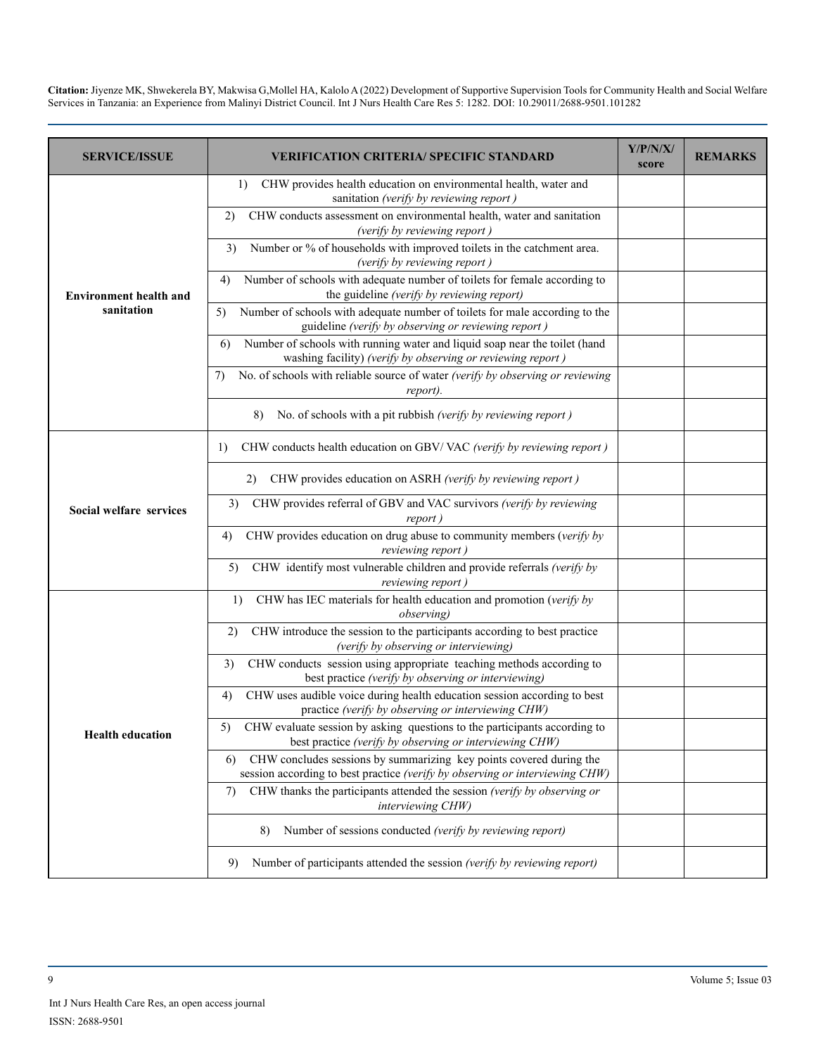| SERVICE/ISSUE | VERIFICATION CRITERIA/ SPECIFIC STANDARD | Y/P/N/X/ score | REMARKS |
|---|---|---|---|
| **Environment health and sanitation** | 1) CHW provides health education on environmental health, water and sanitation *(verify by reviewing report )* | | |
| | 2) CHW conducts assessment on environmental health, water and sanitation *(verify by reviewing report )* | | |
| | 3) Number or % of households with improved toilets in the catchment area. *(verify by reviewing report )* | | |
| | 4) Number of schools with adequate number of toilets for female according to the guideline *(verify by reviewing report)* | | |
| | 5) Number of schools with adequate number of toilets for male according to the guideline *(verify by observing or reviewing report )* | | |
| | 6) Number of schools with running water and liquid soap near the toilet (hand washing facility) *(verify by observing or reviewing report )* | | |
| | 7) No. of schools with reliable source of water *(verify by observing or reviewing report).* | | |
| | 8) No. of schools with a pit rubbish *(verify by reviewing report )* | | |
| **Social welfare services** | 1) CHW conducts health education on GBV/ VAC *(verify by reviewing report )* | | |
| | 2) CHW provides education on ASRH *(verify by reviewing report )* | | |
| | 3) CHW provides referral of GBV and VAC survivors *(verify by reviewing report )* | | |
| | 4) CHW provides education on drug abuse to community members (*verify by reviewing report )* | | |
| | 5) CHW identify most vulnerable children and provide referrals *(verify by reviewing report )* | | |
| **Health education** | 1) CHW has IEC materials for health education and promotion (*verify by observing)* | | |
| | 2) CHW introduce the session to the participants according to best practice *(verify by observing or interviewing)* | | |
| | 3) CHW conducts session using appropriate teaching methods according to best practice *(verify by observing or interviewing)* | | |
| | 4) CHW uses audible voice during health education session according to best practice *(verify by observing or interviewing CHW)* | | |
| | 5) CHW evaluate session by asking questions to the participants according to best practice *(verify by observing or interviewing CHW)* | | |
| | 6) CHW concludes sessions by summarizing key points covered during the session according to best practice *(verify by observing or interviewing CHW)* | | |
| | 7) CHW thanks the participants attended the session *(verify by observing or interviewing CHW)* | | |
| | 8) Number of sessions conducted *(verify by reviewing report)* | | |
| | 9) Number of participants attended the session *(verify by reviewing report)* | | |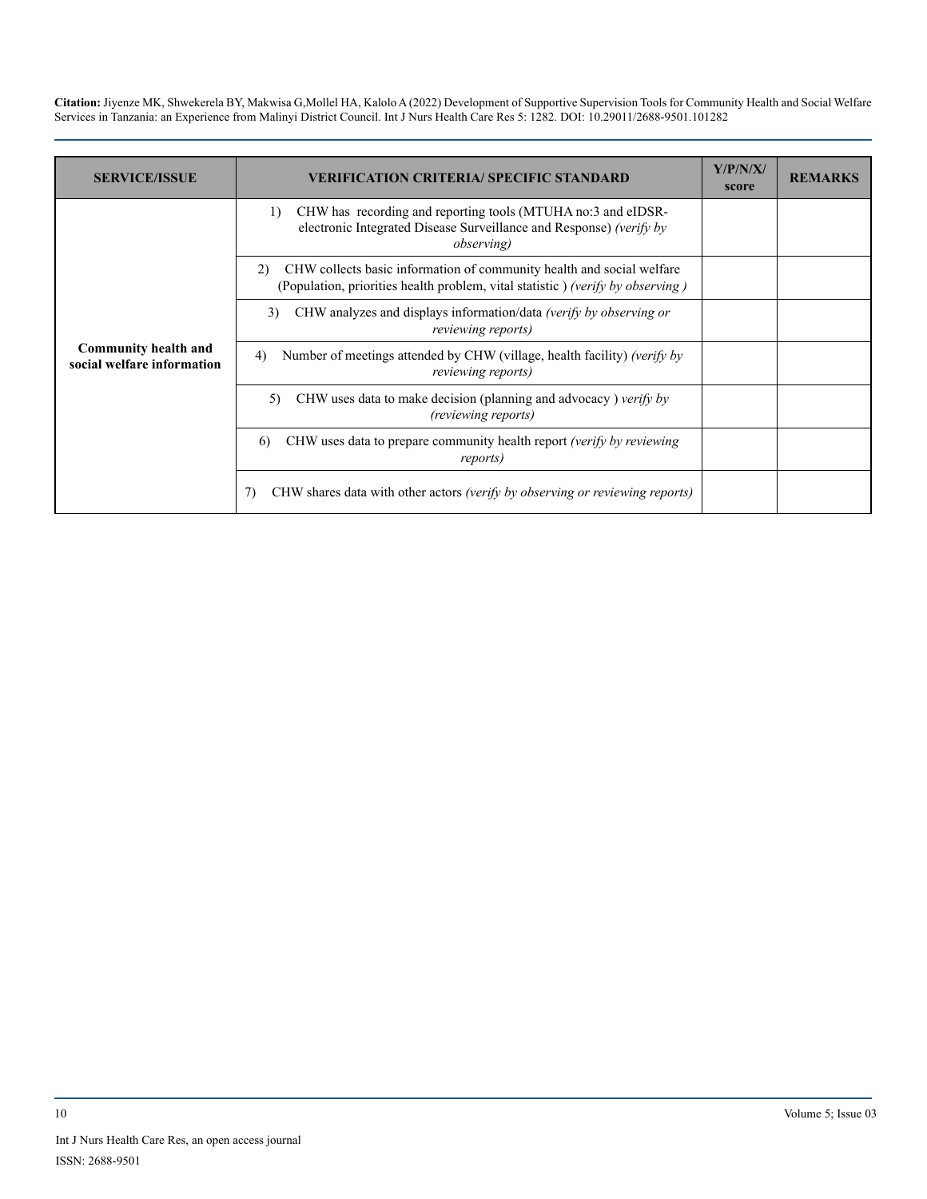| SERVICE/ISSUE | VERIFICATION CRITERIA/ SPECIFIC STANDARD | Y/P/N/X/ score | REMARKS |
|---|---|---|---|
| **Community health and social welfare information** | 1) CHW has recording and reporting tools (MTUHA no:3 and eIDSR- electronic Integrated Disease Surveillance and Response) *(verify by observing)* | | |
| | 2) CHW collects basic information of community health and social welfare (Population, priorities health problem, vital statistic ) *(verify by observing )* | | |
| | 3) CHW analyzes and displays information/data *(verify by observing or reviewing reports)* | | |
| | 4) Number of meetings attended by CHW (village, health facility) *(verify by reviewing reports)* | | |
| | 5) CHW uses data to make decision (planning and advocacy ) *verify by (reviewing reports)* | | |
| | 6) CHW uses data to prepare community health report *(verify by reviewing reports)* | | |
| | 7) CHW shares data with other actors *(verify by observing or reviewing reports)* | | |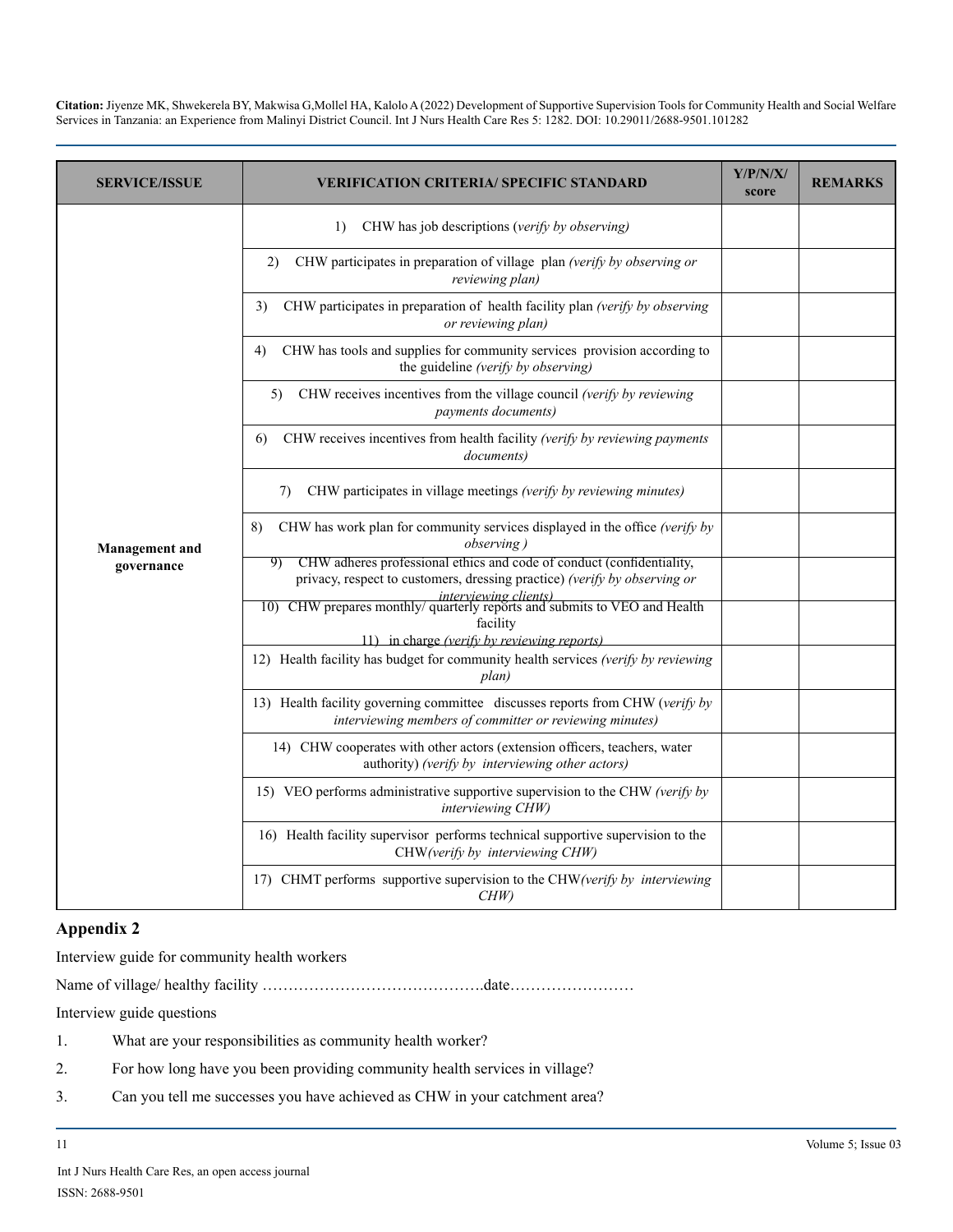| SERVICE/ISSUE | VERIFICATION CRITERIA/ SPECIFIC STANDARD | Y/P/N/X/ score | REMARKS |
|---|---|---|---|
| Management and governance | 1) CHW has job descriptions (*verify by observing)* | | |
| | 2) CHW participates in preparation of village plan *(verify by observing or reviewing plan)* | | |
| | 3) CHW participates in preparation of health facility plan *(verify by observing or reviewing plan)* | | |
| | 4) CHW has tools and supplies for community services provision according to the guideline *(verify by observing)* | | |
| | 5) CHW receives incentives from the village council *(verify by reviewing payments documents)* | | |
| | 6) CHW receives incentives from health facility *(verify by reviewing payments documents)* | | |
| | 7) CHW participates in village meetings *(verify by reviewing minutes)* | | |
| | 8) CHW has work plan for community services displayed in the office *(verify by observing )* | | |
| | 9) CHW adheres professional ethics and code of conduct (confidentiality, privacy, respect to customers, dressing practice) *(verify by observing or interviewing clients)* | | |
| | 10) CHW prepares monthly/ quarterly reports and submits to VEO and Health facility 11) in charge *(verify by reviewing reports)* | | |
| | 12) Health facility has budget for community health services *(verify by reviewing plan)* | | |
| | 13) Health facility governing committee discusses reports from CHW (*verify by interviewing members of committer or reviewing minutes)* | | |
| | 14) CHW cooperates with other actors (extension officers, teachers, water authority) *(verify by interviewing other actors)* | | |
| | 15) VEO performs administrative supportive supervision to the CHW *(verify by interviewing CHW)* | | |
| | 16) Health facility supervisor performs technical supportive supervision to the CHW*(verify by interviewing CHW)* | | |
| | 17) CHMT performs supportive supervision to the CHW*(verify by interviewing CHW)* | | |

## Appendix 2

Interview guide for community health workers

Name of village/ healthy facility …………………………………….date……………………

Interview guide questions

1. What are your responsibilities as community health worker?
2. For how long have you been providing community health services in village?
3. Can you tell me successes you have achieved as CHW in your catchment area?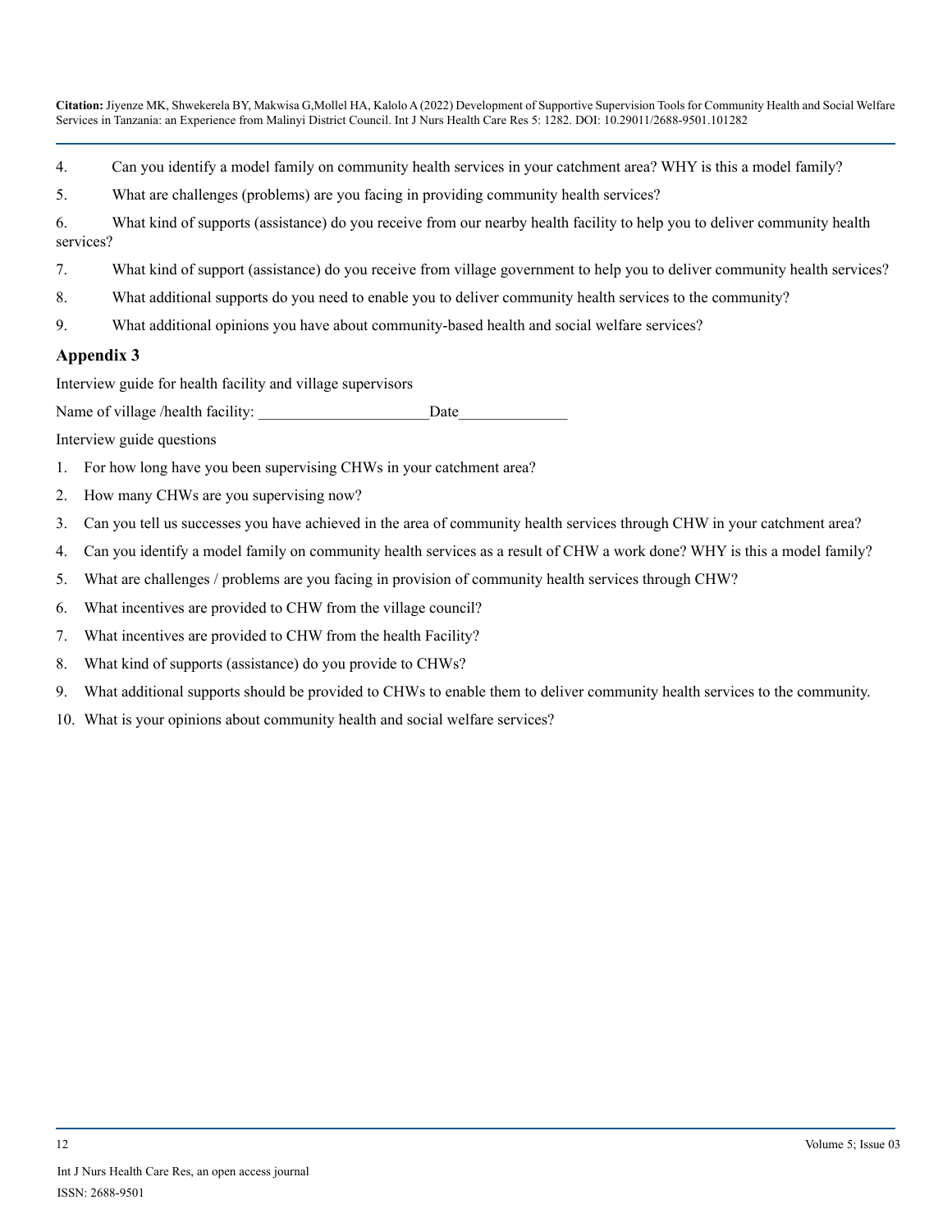4. Can you identify a model family on community health services in your catchment area? WHY is this a model family?

5. What are challenges (problems) are you facing in providing community health services?

6. What kind of supports (assistance) do you receive from our nearby health facility to help you to deliver community health services?

7. What kind of support (assistance) do you receive from village government to help you to deliver community health services?

8. What additional supports do you need to enable you to deliver community health services to the community?

9. What additional opinions you have about community-based health and social welfare services?

## Appendix 3

Interview guide for health facility and village supervisors

Name of village /health facility: ______________________Date______________

Interview guide questions

1. For how long have you been supervising CHWs in your catchment area?
2. How many CHWs are you supervising now?
3. Can you tell us successes you have achieved in the area of community health services through CHW in your catchment area?
4. Can you identify a model family on community health services as a result of CHW a work done? WHY is this a model family?
5. What are challenges / problems are you facing in provision of community health services through CHW?
6. What incentives are provided to CHW from the village council?
7. What incentives are provided to CHW from the health Facility?
8. What kind of supports (assistance) do you provide to CHWs?
9. What additional supports should be provided to CHWs to enable them to deliver community health services to the community.
10. What is your opinions about community health and social welfare services?